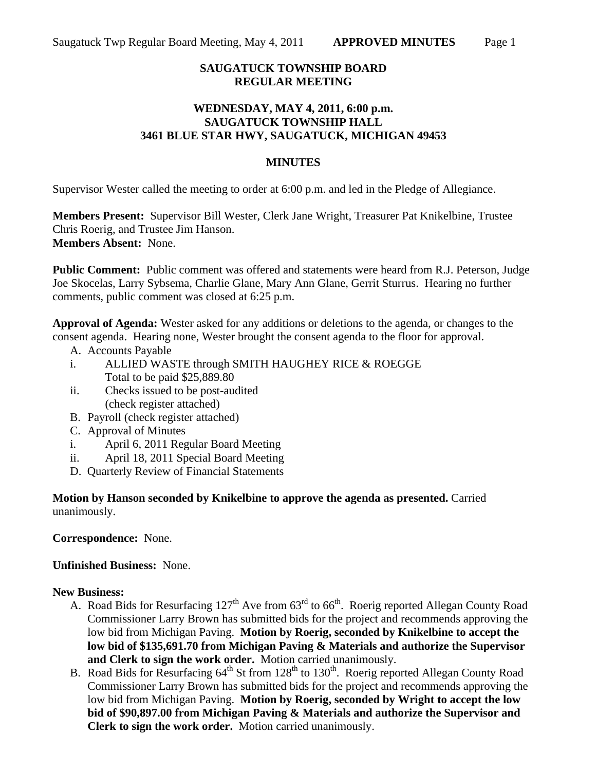# SAUGATUCK TOWNSHIP BOARD
# REGULAR MEETING

### WEDNESDAY, MAY 4, 2011, 6:00 p.m.
### SAUGATUCK TOWNSHIP HALL
### 3461 BLUE STAR HWY, SAUGATUCK, MICHIGAN 49453

## MINUTES

Supervisor Wester called the meeting to order at 6:00 p.m. and led in the Pledge of Allegiance.

**Members Present:** Supervisor Bill Wester, Clerk Jane Wright, Treasurer Pat Knikelbine, Trustee Chris Roerig, and Trustee Jim Hanson.
**Members Absent:** None.

**Public Comment:** Public comment was offered and statements were heard from R.J. Peterson, Judge Joe Skocelas, Larry Sybsema, Charlie Glane, Mary Ann Glane, Gerrit Sturrus. Hearing no further comments, public comment was closed at 6:25 p.m.

**Approval of Agenda:** Wester asked for any additions or deletions to the agenda, or changes to the consent agenda. Hearing none, Wester brought the consent agenda to the floor for approval.

A. Accounts Payable
   - i. ALLIED WASTE through SMITH HAUGHEY RICE & ROEGGE
     Total to be paid $25,889.80
   - ii. Checks issued to be post-audited
     (check register attached)

B. Payroll (check register attached)

C. Approval of Minutes
   - i. April 6, 2011 Regular Board Meeting
   - ii. April 18, 2011 Special Board Meeting

D. Quarterly Review of Financial Statements

**Motion by Hanson seconded by Knikelbine to approve the agenda as presented.** Carried unanimously.

**Correspondence:** None.

**Unfinished Business:** None.

**New Business:**

A. Road Bids for Resurfacing 127th Ave from 63rd to 66th. Roerig reported Allegan County Road Commissioner Larry Brown has submitted bids for the project and recommends approving the low bid from Michigan Paving. **Motion by Roerig, seconded by Knikelbine to accept the low bid of $135,691.70 from Michigan Paving & Materials and authorize the Supervisor and Clerk to sign the work order.** Motion carried unanimously.

B. Road Bids for Resurfacing 64th St from 128th to 130th. Roerig reported Allegan County Road Commissioner Larry Brown has submitted bids for the project and recommends approving the low bid from Michigan Paving. **Motion by Roerig, seconded by Wright to accept the low bid of $90,897.00 from Michigan Paving & Materials and authorize the Supervisor and Clerk to sign the work order.** Motion carried unanimously.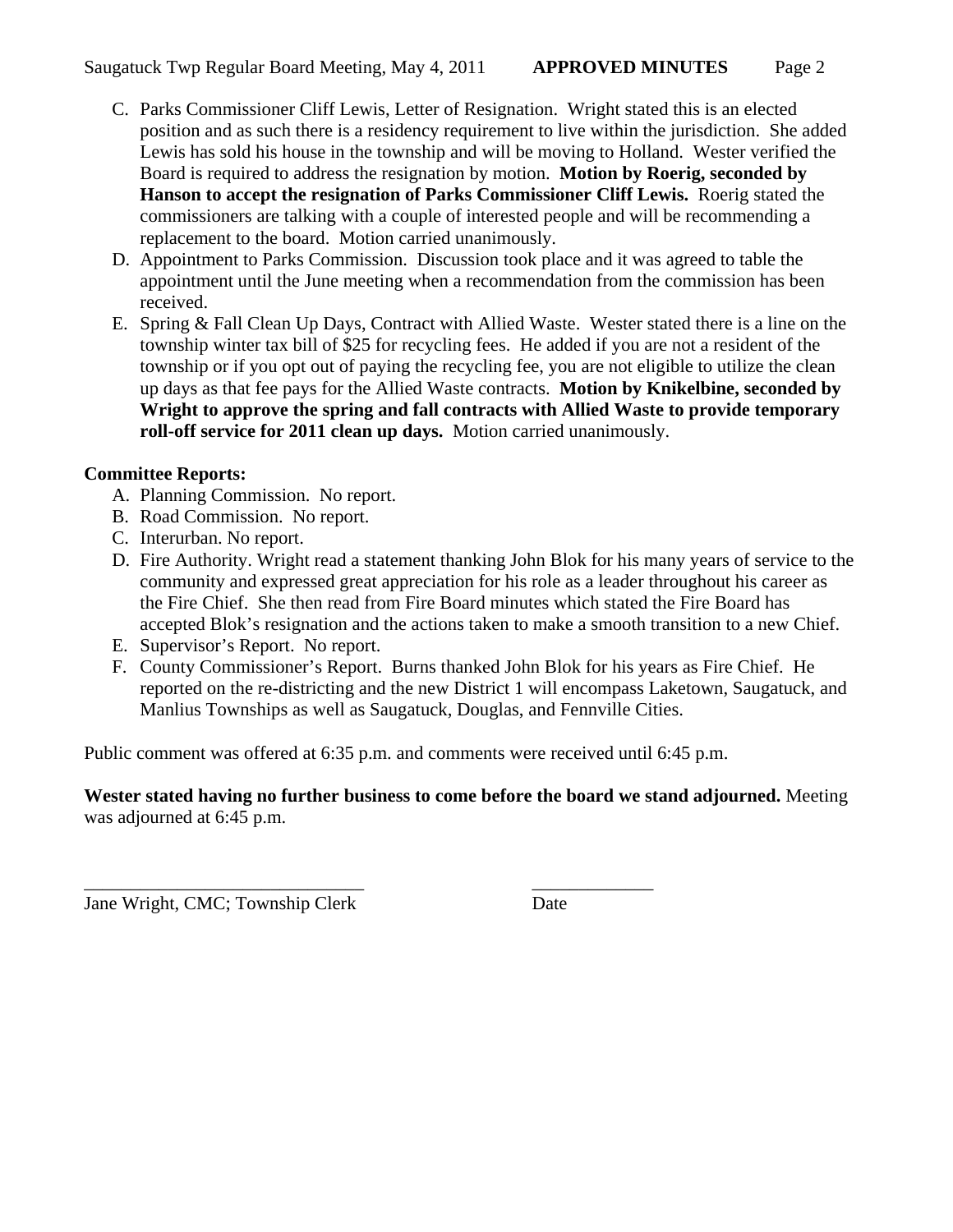C. Parks Commissioner Cliff Lewis, Letter of Resignation. Wright stated this is an elected position and as such there is a residency requirement to live within the jurisdiction. She added Lewis has sold his house in the township and will be moving to Holland. Wester verified the Board is required to address the resignation by motion. **Motion by Roerig, seconded by Hanson to accept the resignation of Parks Commissioner Cliff Lewis.** Roerig stated the commissioners are talking with a couple of interested people and will be recommending a replacement to the board. Motion carried unanimously.
D. Appointment to Parks Commission. Discussion took place and it was agreed to table the appointment until the June meeting when a recommendation from the commission has been received.
E. Spring & Fall Clean Up Days, Contract with Allied Waste. Wester stated there is a line on the township winter tax bill of $25 for recycling fees. He added if you are not a resident of the township or if you opt out of paying the recycling fee, you are not eligible to utilize the clean up days as that fee pays for the Allied Waste contracts. **Motion by Knikelbine, seconded by Wright to approve the spring and fall contracts with Allied Waste to provide temporary roll-off service for 2011 clean up days.** Motion carried unanimously.

**Committee Reports:**

A. Planning Commission. No report.
B. Road Commission. No report.
C. Interurban. No report.
D. Fire Authority. Wright read a statement thanking John Blok for his many years of service to the community and expressed great appreciation for his role as a leader throughout his career as the Fire Chief. She then read from Fire Board minutes which stated the Fire Board has accepted Blok's resignation and the actions taken to make a smooth transition to a new Chief.
E. Supervisor's Report. No report.
F. County Commissioner's Report. Burns thanked John Blok for his years as Fire Chief. He reported on the re-districting and the new District 1 will encompass Laketown, Saugatuck, and Manlius Townships as well as Saugatuck, Douglas, and Fennville Cities.

Public comment was offered at 6:35 p.m. and comments were received until 6:45 p.m.

**Wester stated having no further business to come before the board we stand adjourned.** Meeting was adjourned at 6:45 p.m.

\_\_\_\_\_\_\_\_\_\_\_\_\_\_\_\_\_\_\_\_\_\_\_\_\_\_\_\_\_\_ \_\_\_\_\_\_\_\_\_\_\_\_\_
Jane Wright, CMC; Township Clerk Date